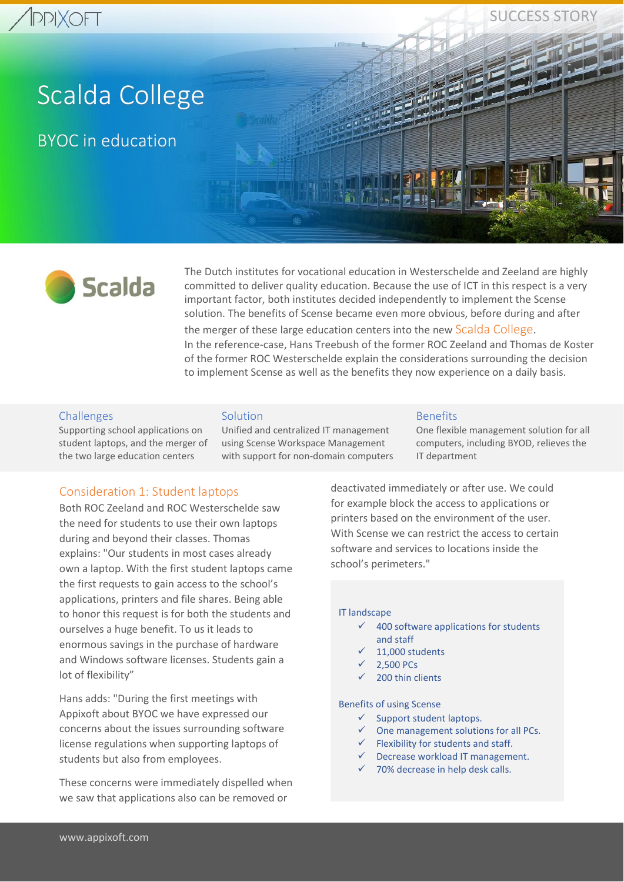# Scalda College

## BYOC in education

The Dutch institutes for vocational education in Westerschelde and Zeeland are highly committed to deliver quality education. Because the use of ICT in this respect is a very important factor, both institutes decided independently to implement the Scense solution. The benefits of Scense became even more obvious, before during and after the merger of these large education centers into the new Scalda College.
In the reference-case, Hans Treebush of the former ROC Zeeland and Thomas de Koster of the former ROC Westerschelde explain the considerations surrounding the decision to implement Scense as well as the benefits they now experience on a daily basis.

**Challenges**
Supporting school applications on student laptops, and the merger of the two large education centers

**Solution**
Unified and centralized IT management using Scense Workspace Management with support for non-domain computers

**Benefits**
One flexible management solution for all computers, including BYOD, relieves the IT department

### Consideration 1: Student laptops

Both ROC Zeeland and ROC Westerschelde saw the need for students to use their own laptops during and beyond their classes. Thomas explains: "Our students in most cases already own a laptop. With the first student laptops came the first requests to gain access to the school's applications, printers and file shares. Being able to honor this request is for both the students and ourselves a huge benefit. To us it leads to enormous savings in the purchase of hardware and Windows software licenses. Students gain a lot of flexibility"

Hans adds: "During the first meetings with Appixoft about BYOC we have expressed our concerns about the issues surrounding software license regulations when supporting laptops of students but also from employees.

These concerns were immediately dispelled when we saw that applications also can be removed or deactivated immediately or after use. We could for example block the access to applications or printers based on the environment of the user. With Scense we can restrict the access to certain software and services to locations inside the school's perimeters."

**IT landscape**

- ✓ 400 software applications for students and staff
- ✓ 11,000 students
- ✓ 2,500 PCs
- ✓ 200 thin clients

**Benefits of using Scense**

- ✓ Support student laptops.
- ✓ One management solutions for all PCs.
- ✓ Flexibility for students and staff.
- ✓ Decrease workload IT management.
- ✓ 70% decrease in help desk calls.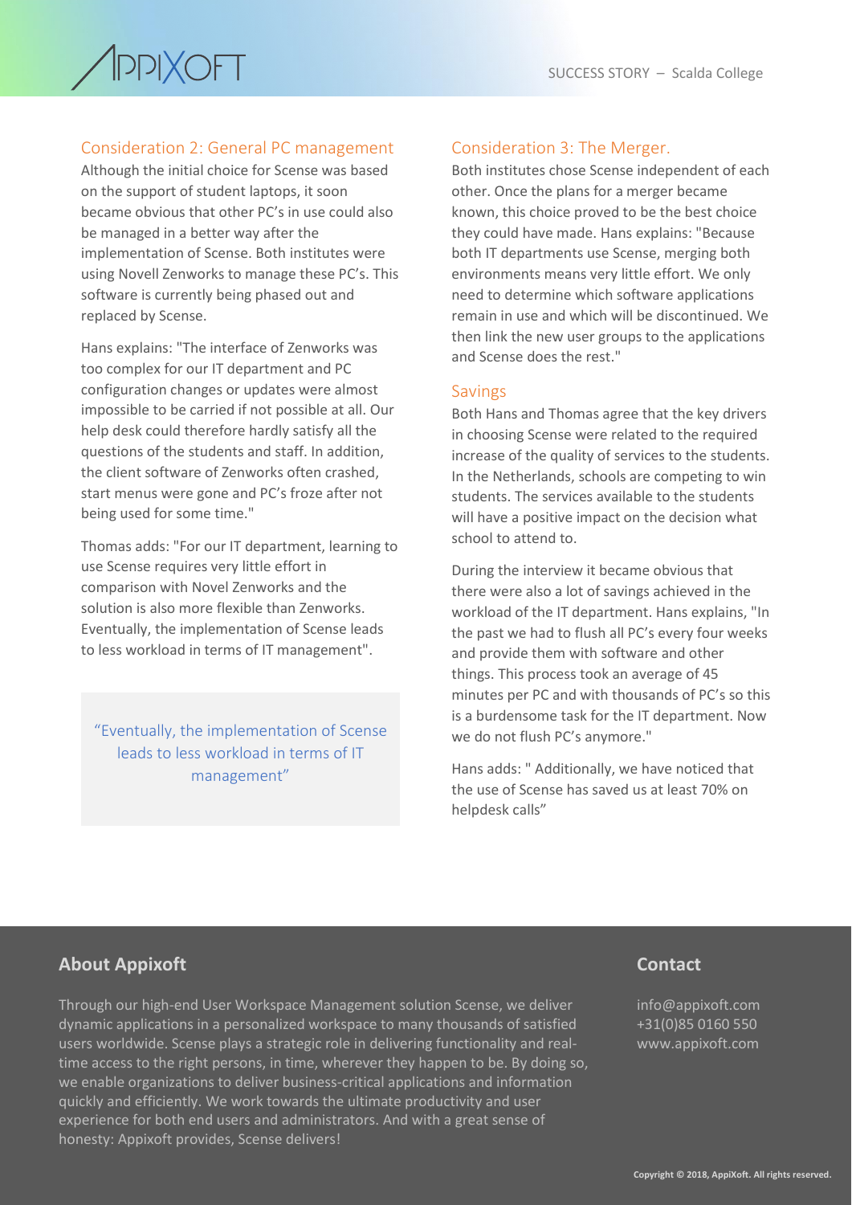## Consideration 2: General PC management

Although the initial choice for Scense was based on the support of student laptops, it soon became obvious that other PC's in use could also be managed in a better way after the implementation of Scense. Both institutes were using Novell Zenworks to manage these PC's. This software is currently being phased out and replaced by Scense.

Hans explains: "The interface of Zenworks was too complex for our IT department and PC configuration changes or updates were almost impossible to be carried if not possible at all. Our help desk could therefore hardly satisfy all the questions of the students and staff. In addition, the client software of Zenworks often crashed, start menus were gone and PC's froze after not being used for some time."

Thomas adds: "For our IT department, learning to use Scense requires very little effort in comparison with Novel Zenworks and the solution is also more flexible than Zenworks. Eventually, the implementation of Scense leads to less workload in terms of IT management".

> "Eventually, the implementation of Scense leads to less workload in terms of IT management"

## Consideration 3: The Merger.

Both institutes chose Scense independent of each other. Once the plans for a merger became known, this choice proved to be the best choice they could have made. Hans explains: "Because both IT departments use Scense, merging both environments means very little effort. We only need to determine which software applications remain in use and which will be discontinued. We then link the new user groups to the applications and Scense does the rest."

## Savings

Both Hans and Thomas agree that the key drivers in choosing Scense were related to the required increase of the quality of services to the students. In the Netherlands, schools are competing to win students. The services available to the students will have a positive impact on the decision what school to attend to.

During the interview it became obvious that there were also a lot of savings achieved in the workload of the IT department. Hans explains, "In the past we had to flush all PC's every four weeks and provide them with software and other things. This process took an average of 45 minutes per PC and with thousands of PC's so this is a burdensome task for the IT department. Now we do not flush PC's anymore."

Hans adds: " Additionally, we have noticed that the use of Scense has saved us at least 70% on helpdesk calls"

## About Appixoft

Through our high-end User Workspace Management solution Scense, we deliver dynamic applications in a personalized workspace to many thousands of satisfied users worldwide. Scense plays a strategic role in delivering functionality and real-time access to the right persons, in time, wherever they happen to be. By doing so, we enable organizations to deliver business-critical applications and information quickly and efficiently. We work towards the ultimate productivity and user experience for both end users and administrators. And with a great sense of honesty: Appixoft provides, Scense delivers!

## Contact

info@appixoft.com
+31(0)85 0160 550
www.appixoft.com

**Copyright © 2018, AppiXoft. All rights reserved.**